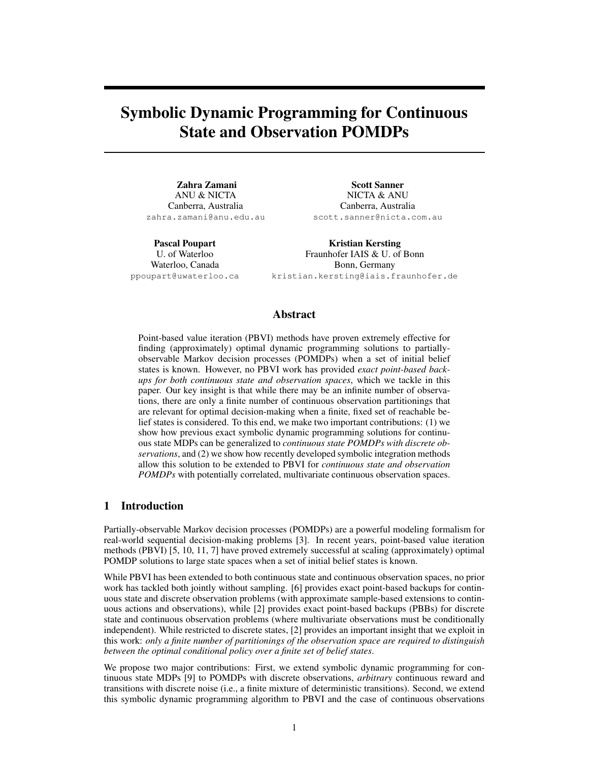# Symbolic Dynamic Programming for Continuous State and Observation POMDPs

**Zahra Zamani**
ANU & NICTA
Canberra, Australia
zahra.zamani@anu.edu.au

**Scott Sanner**
NICTA & ANU
Canberra, Australia
scott.sanner@nicta.com.au

**Pascal Poupart**
U. of Waterloo
Waterloo, Canada
ppoupart@uwaterloo.ca

**Kristian Kersting**
Fraunhofer IAIS & U. of Bonn
Bonn, Germany
kristian.kersting@iais.fraunhofer.de

## Abstract

Point-based value iteration (PBVI) methods have proven extremely effective for finding (approximately) optimal dynamic programming solutions to partially-observable Markov decision processes (POMDPs) when a set of initial belief states is known. However, no PBVI work has provided *exact point-based backups for both continuous state and observation spaces*, which we tackle in this paper. Our key insight is that while there may be an infinite number of observations, there are only a finite number of continuous observation partitionings that are relevant for optimal decision-making when a finite, fixed set of reachable belief states is considered. To this end, we make two important contributions: (1) we show how previous exact symbolic dynamic programming solutions for continuous state MDPs can be generalized to *continuous state POMDPs with discrete observations*, and (2) we show how recently developed symbolic integration methods allow this solution to be extended to PBVI for *continuous state and observation POMDPs* with potentially correlated, multivariate continuous observation spaces.

## 1 Introduction

Partially-observable Markov decision processes (POMDPs) are a powerful modeling formalism for real-world sequential decision-making problems [3]. In recent years, point-based value iteration methods (PBVI) [5, 10, 11, 7] have proved extremely successful at scaling (approximately) optimal POMDP solutions to large state spaces when a set of initial belief states is known.

While PBVI has been extended to both continuous state and continuous observation spaces, no prior work has tackled both jointly without sampling. [6] provides exact point-based backups for continuous state and discrete observation problems (with approximate sample-based extensions to continuous actions and observations), while [2] provides exact point-based backups (PBBs) for discrete state and continuous observation problems (where multivariate observations must be conditionally independent). While restricted to discrete states, [2] provides an important insight that we exploit in this work: *only a finite number of partitionings of the observation space are required to distinguish between the optimal conditional policy over a finite set of belief states.*

We propose two major contributions: First, we extend symbolic dynamic programming for continuous state MDPs [9] to POMDPs with discrete observations, *arbitrary* continuous reward and transitions with discrete noise (i.e., a finite mixture of deterministic transitions). Second, we extend this symbolic dynamic programming algorithm to PBVI and the case of continuous observations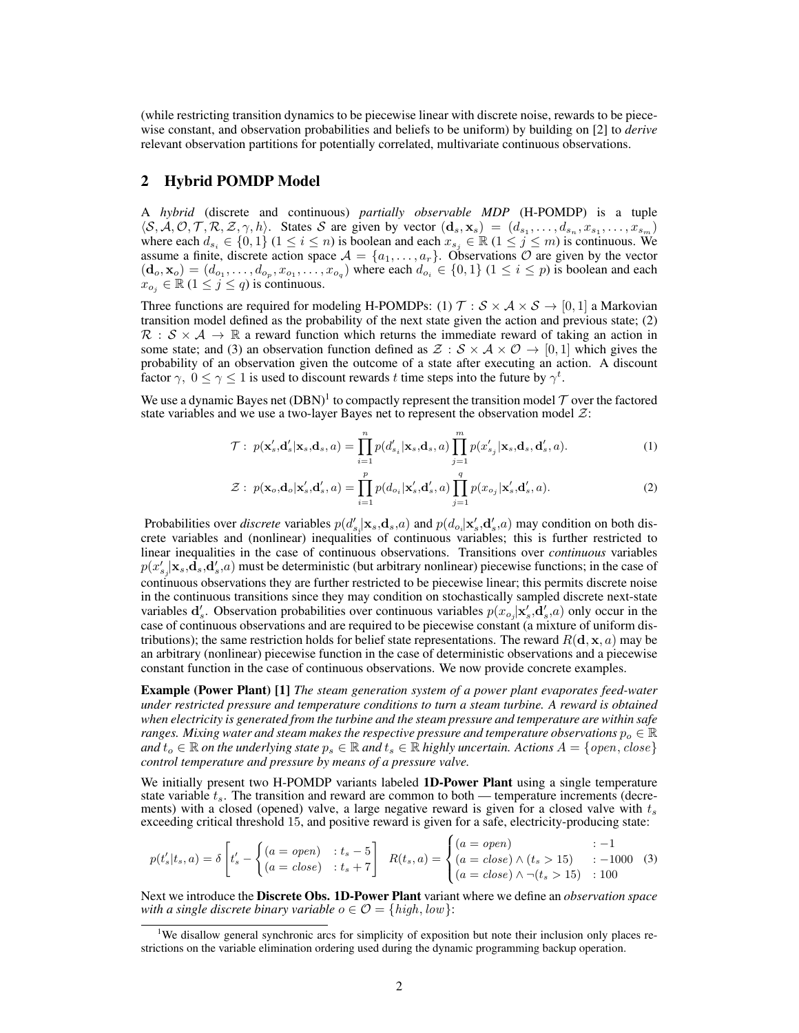(while restricting transition dynamics to be piecewise linear with discrete noise, rewards to be piecewise constant, and observation probabilities and beliefs to be uniform) by building on [2] to *derive* relevant observation partitions for potentially correlated, multivariate continuous observations.

## 2 Hybrid POMDP Model

A *hybrid* (discrete and continuous) *partially observable MDP* (H-POMDP) is a tuple $\langle \mathcal{S}, \mathcal{A}, \mathcal{O}, \mathcal{T}, \mathcal{R}, \mathcal{Z}, \gamma, h \rangle$. States $\mathcal{S}$ are given by vector $(\mathbf{d}_s, \mathbf{x}_s) = (d_{s_1}, \ldots, d_{s_n}, x_{s_1}, \ldots, x_{s_m})$ where each $d_{s_i} \in \{0, 1\}$ $(1 \le i \le n)$ is boolean and each $x_{s_j} \in \mathbb{R}$ $(1 \le j \le m)$ is continuous. We assume a finite, discrete action space $\mathcal{A} = \{a_1, \ldots, a_r\}$. Observations $\mathcal{O}$ are given by the vector $(\mathbf{d}_o, \mathbf{x}_o) = (d_{o_1}, \ldots, d_{o_p}, x_{o_1}, \ldots, x_{o_q})$ where each $d_{o_i} \in \{0, 1\}$ $(1 \le i \le p)$ is boolean and each $x_{o_j} \in \mathbb{R}$ $(1 \le j \le q)$ is continuous.

Three functions are required for modeling H-POMDPs: (1) $\mathcal{T} : \mathcal{S} \times \mathcal{A} \times \mathcal{S} \to [0, 1]$ a Markovian transition model defined as the probability of the next state given the action and previous state; (2) $\mathcal{R} : \mathcal{S} \times \mathcal{A} \to \mathbb{R}$ a reward function which returns the immediate reward of taking an action in some state; and (3) an observation function defined as $\mathcal{Z} : \mathcal{S} \times \mathcal{A} \times \mathcal{O} \to [0, 1]$ which gives the probability of an observation given the outcome of a state after executing an action. A discount factor $\gamma$, $0 \le \gamma \le 1$ is used to discount rewards $t$ time steps into the future by $\gamma^t$.

We use a dynamic Bayes net (DBN)[1] to compactly represent the transition model $\mathcal{T}$ over the factored state variables and we use a two-layer Bayes net to represent the observation model $\mathcal{Z}$:

$$\mathcal{T} : \; p(\mathbf{x}'_s, \mathbf{d}'_s | \mathbf{x}_s, \mathbf{d}_s, a) = \prod_{i=1}^{n} p(d'_{s_i} | \mathbf{x}_s, \mathbf{d}_s, a) \prod_{j=1}^{m} p(x'_{s_j} | \mathbf{x}_s, \mathbf{d}_s, \mathbf{d}'_s, a). \tag{1}$$

$$\mathcal{Z} : \; p(\mathbf{x}_o, \mathbf{d}_o | \mathbf{x}'_s, \mathbf{d}'_s, a) = \prod_{i=1}^{p} p(d_{o_i} | \mathbf{x}'_s, \mathbf{d}'_s, a) \prod_{j=1}^{q} p(x_{o_j} | \mathbf{x}'_s, \mathbf{d}'_s, a). \tag{2}$$

Probabilities over *discrete* variables $p(d'_{s_i} | \mathbf{x}_s, \mathbf{d}_s, a)$ and $p(d_{o_i} | \mathbf{x}'_s, \mathbf{d}'_s, a)$ may condition on both discrete variables and (nonlinear) inequalities of continuous variables; this is further restricted to linear inequalities in the case of continuous observations. Transitions over *continuous* variables $p(x'_{s_j} | \mathbf{x}_s, \mathbf{d}_s, \mathbf{d}'_s, a)$ must be deterministic (but arbitrary nonlinear) piecewise functions; in the case of continuous observations they are further restricted to be piecewise linear; this permits discrete noise in the continuous transitions since they may condition on stochastically sampled discrete next-state variables $\mathbf{d}'_s$. Observation probabilities over continuous variables $p(x_{o_j} | \mathbf{x}'_s, \mathbf{d}'_s, a)$ only occur in the case of continuous observations and are required to be piecewise constant (a mixture of uniform distributions); the same restriction holds for belief state representations. The reward $R(\mathbf{d}, \mathbf{x}, a)$ may be an arbitrary (nonlinear) piecewise function in the case of deterministic observations and a piecewise constant function in the case of continuous observations. We now provide concrete examples.

**Example (Power Plant) [1]** *The steam generation system of a power plant evaporates feed-water under restricted pressure and temperature conditions to turn a steam turbine. A reward is obtained when electricity is generated from the turbine and the steam pressure and temperature are within safe ranges. Mixing water and steam makes the respective pressure and temperature observations $p_o \in \mathbb{R}$ and $t_o \in \mathbb{R}$ on the underlying state $p_s \in \mathbb{R}$ and $t_s \in \mathbb{R}$ highly uncertain. Actions $A = \{open, close\}$ control temperature and pressure by means of a pressure valve.*

We initially present two H-POMDP variants labeled **1D-Power Plant** using a single temperature state variable $t_s$. The transition and reward are common to both — temperature increments (decrements) with a closed (opened) valve, a large negative reward is given for a closed valve with $t_s$ exceeding critical threshold 15, and positive reward is given for a safe, electricity-producing state:

$$p(t'_s | t_s, a) = \delta \left[ t'_s - \begin{cases} (a = open) & : t_s - 5 \\ (a = close) & : t_s + 7 \end{cases} \right] \quad R(t_s, a) = \begin{cases} (a = open) & : -1 \\ (a = close) \wedge (t_s > 15) & : -1000 \\ (a = close) \wedge \neg(t_s > 15) & : 100 \end{cases} \tag{3}$$

Next we introduce the **Discrete Obs. 1D-Power Plant** variant where we define an *observation space with a single discrete binary variable* $o \in \mathcal{O} = \{high, low\}$:

[1] We disallow general synchronic arcs for simplicity of exposition but note their inclusion only places restrictions on the variable elimination ordering used during the dynamic programming backup operation.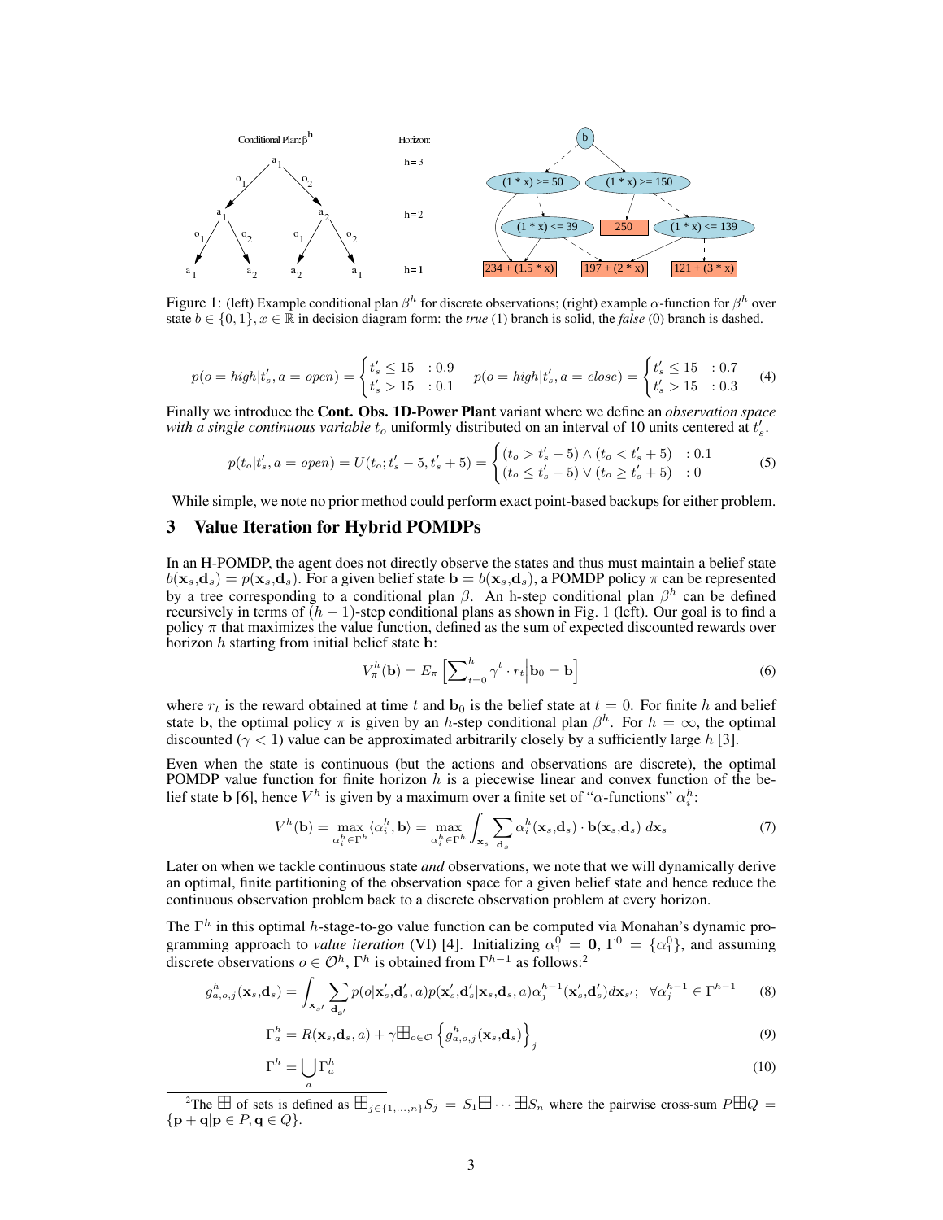Figure 1: (left) Example conditional plan $\beta^h$ for discrete observations; (right) example $\alpha$-function for $\beta^h$ over state $b \in \{0,1\}, x \in \mathbb{R}$ in decision diagram form: the *true* (1) branch is solid, the *false* (0) branch is dashed.

$$p(o = high|t'_s, a = open) = \begin{cases} t'_s \le 15 & : 0.9 \\ t'_s > 15 & : 0.1 \end{cases} \quad p(o = high|t'_s, a = close) = \begin{cases} t'_s \le 15 & : 0.7 \\ t'_s > 15 & : 0.3 \end{cases} \tag{4}$$

Finally we introduce the **Cont. Obs. 1D-Power Plant** variant where we define an *observation space with a single continuous variable* $t_o$ *uniformly distributed on an interval of 10 units centered at* $t'_s$.

$$p(t_o|t'_s, a = open) = U(t_o; t'_s - 5, t'_s + 5) = \begin{cases} (t_o > t'_s - 5) \wedge (t_o < t'_s + 5) & : 0.1 \\ (t_o \le t'_s - 5) \vee (t_o \ge t'_s + 5) & : 0 \end{cases} \tag{5}$$

While simple, we note no prior method could perform exact point-based backups for either problem.

## 3 Value Iteration for Hybrid POMDPs

In an H-POMDP, the agent does not directly observe the states and thus must maintain a belief state $b(\mathbf{x}_s, \mathbf{d}_s) = p(\mathbf{x}_s, \mathbf{d}_s)$. For a given belief state $\mathbf{b} = b(\mathbf{x}_s, \mathbf{d}_s)$, a POMDP policy $\pi$ can be represented by a tree corresponding to a conditional plan $\beta$. An h-step conditional plan $\beta^h$ can be defined recursively in terms of $(h-1)$-step conditional plans as shown in Fig. 1 (left). Our goal is to find a policy $\pi$ that maximizes the value function, defined as the sum of expected discounted rewards over horizon $h$ starting from initial belief state $\mathbf{b}$:

$$V^h_\pi(\mathbf{b}) = E_\pi \left[ \sum_{t=0}^{h} \gamma^t \cdot r_t \middle| \mathbf{b}_0 = \mathbf{b} \right] \tag{6}$$

where $r_t$ is the reward obtained at time $t$ and $\mathbf{b}_0$ is the belief state at $t = 0$. For finite $h$ and belief state $\mathbf{b}$, the optimal policy $\pi$ is given by an $h$-step conditional plan $\beta^h$. For $h = \infty$, the optimal discounted ($\gamma < 1$) value can be approximated arbitrarily closely by a sufficiently large $h$ [3].

Even when the state is continuous (but the actions and observations are discrete), the optimal POMDP value function for finite horizon $h$ is a piecewise linear and convex function of the belief state $\mathbf{b}$ [6], hence $V^h$ is given by a maximum over a finite set of "$\alpha$-functions" $\alpha^h_i$:

$$V^h(\mathbf{b}) = \max_{\alpha^h_i \in \Gamma^h} \langle \alpha^h_i, \mathbf{b} \rangle = \max_{\alpha^h_i \in \Gamma^h} \int_{\mathbf{x}_s} \sum_{\mathbf{d}_s} \alpha^h_i(\mathbf{x}_s, \mathbf{d}_s) \cdot \mathbf{b}(\mathbf{x}_s, \mathbf{d}_s) \, d\mathbf{x}_s \tag{7}$$

Later on when we tackle continuous state *and* observations, we note that we will dynamically derive an optimal, finite partitioning of the observation space for a given belief state and hence reduce the continuous observation problem back to a discrete observation problem at every horizon.

The $\Gamma^h$ in this optimal $h$-stage-to-go value function can be computed via Monahan's dynamic programming approach to *value iteration* (VI) [4]. Initializing $\alpha^0_1 = \mathbf{0}$, $\Gamma^0 = \{\alpha^0_1\}$, and assuming discrete observations $o \in \mathcal{O}^h$, $\Gamma^h$ is obtained from $\Gamma^{h-1}$ as follows:[2]

$$g^h_{a,o,j}(\mathbf{x}_s, \mathbf{d}_s) = \int_{\mathbf{x}_{s'}} \sum_{\mathbf{d}_{s'}} p(o|\mathbf{x}'_s, \mathbf{d}'_s, a) p(\mathbf{x}'_s, \mathbf{d}'_s|\mathbf{x}_s, \mathbf{d}_s, a) \alpha^{h-1}_j(\mathbf{x}'_s, \mathbf{d}'_s) d\mathbf{x}_{s'}; \quad \forall \alpha^{h-1}_j \in \Gamma^{h-1} \tag{8}$$

$$\Gamma^h_a = R(\mathbf{x}_s, \mathbf{d}_s, a) + \gamma \boxplus_{o \in \mathcal{O}} \left\{ g^h_{a,o,j}(\mathbf{x}_s, \mathbf{d}_s) \right\}_j \tag{9}$$

$$\Gamma^h = \bigcup_a \Gamma^h_a \tag{10}$$

[2] The $\boxplus$ of sets is defined as $\boxplus_{j \in \{1,\ldots,n\}} S_j = S_1 \boxplus \cdots \boxplus S_n$ where the pairwise cross-sum $P \boxplus Q = \{\mathbf{p} + \mathbf{q} | \mathbf{p} \in P, \mathbf{q} \in Q\}$.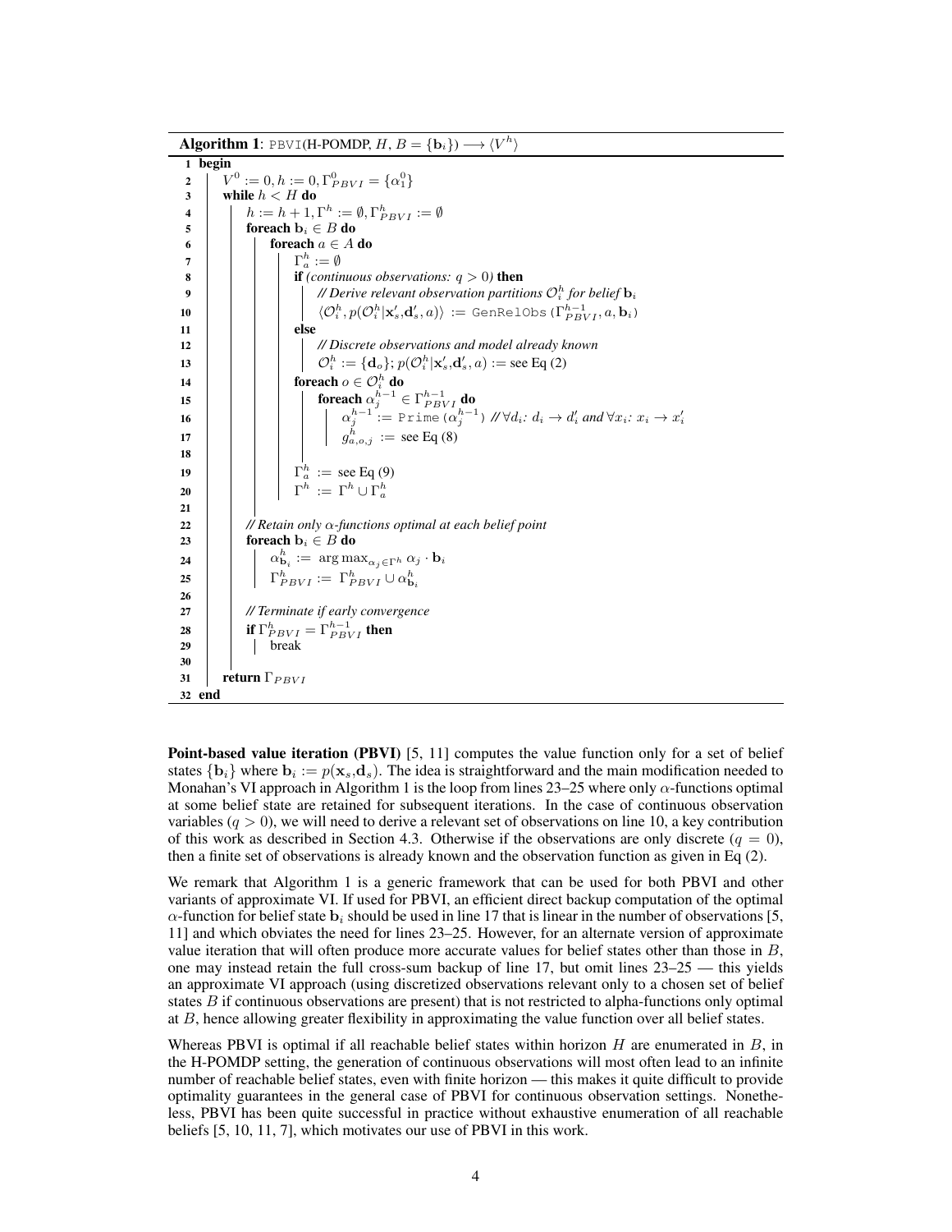**Algorithm 1**: PBVI(H-POMDP, $H$, $B = \{\mathbf{b}_i\}$) $\longrightarrow \langle V^h \rangle$

```
1  begin
2      V^0 := 0, h := 0, Γ^0_PBVI = {α^0_1}
3      while h < H do
4          h := h + 1, Γ^h := ∅, Γ^h_PBVI := ∅
5          foreach b_i ∈ B do
6              foreach a ∈ A do
7                  Γ^h_a := ∅
8                  if (continuous observations: q > 0) then
9                      // Derive relevant observation partitions O^h_i for belief b_i
10                     ⟨O^h_i, p(O^h_i | x'_s, d'_s, a)⟩ := GenRelObs(Γ^{h-1}_PBVI, a, b_i)
11                 else
12                     // Discrete observations and model already known
13                     O^h_i := {d_o}; p(O^h_i | x'_s, d'_s, a) := see Eq (2)
14                 foreach o ∈ O^h_i do
15                     foreach α^{h-1}_j ∈ Γ^{h-1}_PBVI do
16                         α^{h-1}_j := Prime(α^{h-1}_j) // ∀d_i: d_i → d'_i and ∀x_i: x_i → x'_i
17                         g^h_{a,o,j} := see Eq (8)
18
19                 Γ^h_a := see Eq (9)
20                 Γ^h := Γ^h ∪ Γ^h_a
21
22         // Retain only α-functions optimal at each belief point
23         foreach b_i ∈ B do
24             α^h_{b_i} := arg max_{α_j ∈ Γ^h} α_j · b_i
25             Γ^h_PBVI := Γ^h_PBVI ∪ α^h_{b_i}
26
27         // Terminate if early convergence
28         if Γ^h_PBVI = Γ^{h-1}_PBVI then
29             break
30
31     return Γ_PBVI
32 end
```

**Point-based value iteration (PBVI)** [5, 11] computes the value function only for a set of belief states $\{\mathbf{b}_i\}$ where $\mathbf{b}_i := p(\mathbf{x}_s, \mathbf{d}_s)$. The idea is straightforward and the main modification needed to Monahan's VI approach in Algorithm 1 is the loop from lines 23–25 where only $\alpha$-functions optimal at some belief state are retained for subsequent iterations. In the case of continuous observation variables ($q > 0$), we will need to derive a relevant set of observations on line 10, a key contribution of this work as described in Section 4.3. Otherwise if the observations are only discrete ($q = 0$), then a finite set of observations is already known and the observation function as given in Eq (2).

We remark that Algorithm 1 is a generic framework that can be used for both PBVI and other variants of approximate VI. If used for PBVI, an efficient direct backup computation of the optimal $\alpha$-function for belief state $\mathbf{b}_i$ should be used in line 17 that is linear in the number of observations [5, 11] and which obviates the need for lines 23–25. However, for an alternate version of approximate value iteration that will often produce more accurate values for belief states other than those in $B$, one may instead retain the full cross-sum backup of line 17, but omit lines 23–25 — this yields an approximate VI approach (using discretized observations relevant only to a chosen set of belief states $B$ if continuous observations are present) that is not restricted to alpha-functions only optimal at $B$, hence allowing greater flexibility in approximating the value function over all belief states.

Whereas PBVI is optimal if all reachable belief states within horizon $H$ are enumerated in $B$, in the H-POMDP setting, the generation of continuous observations will most often lead to an infinite number of reachable belief states, even with finite horizon — this makes it quite difficult to provide optimality guarantees in the general case of PBVI for continuous observation settings. Nonetheless, PBVI has been quite successful in practice without exhaustive enumeration of all reachable beliefs [5, 10, 11, 7], which motivates our use of PBVI in this work.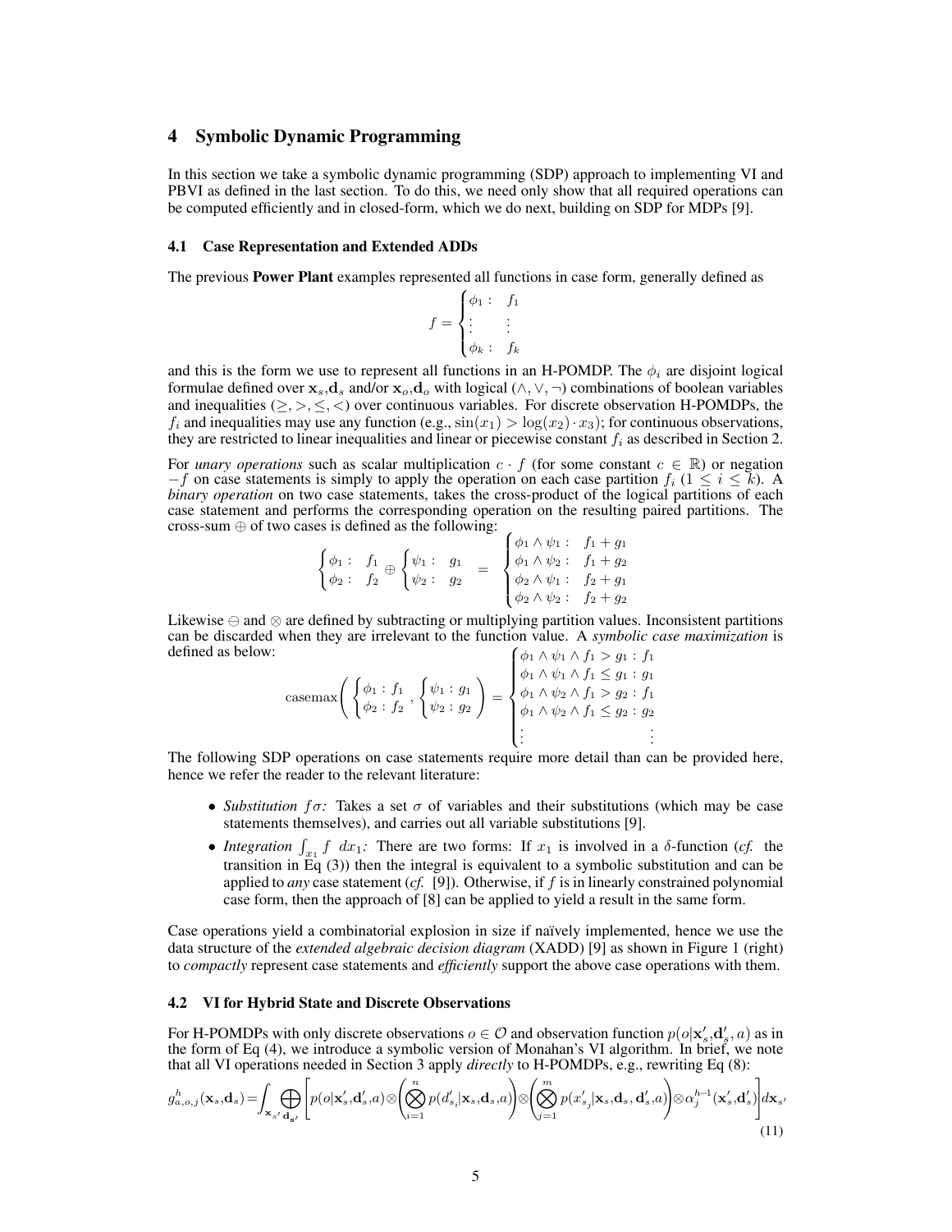## 4 Symbolic Dynamic Programming

In this section we take a symbolic dynamic programming (SDP) approach to implementing VI and PBVI as defined in the last section. To do this, we need only show that all required operations can be computed efficiently and in closed-form, which we do next, building on SDP for MDPs [9].

### 4.1 Case Representation and Extended ADDs

The previous **Power Plant** examples represented all functions in case form, generally defined as

$$f = \begin{cases} \phi_1 : & f_1 \\ \vdots & \vdots \\ \phi_k : & f_k \end{cases}$$

and this is the form we use to represent all functions in an H-POMDP. The $\phi_i$ are disjoint logical formulae defined over $\mathbf{x}_s$,$\mathbf{d}_s$ and/or $\mathbf{x}_o$,$\mathbf{d}_o$ with logical $(\wedge, \vee, \neg)$ combinations of boolean variables and inequalities $(\geq, >, \leq, <)$ over continuous variables. For discrete observation H-POMDPs, the $f_i$ and inequalities may use any function (e.g., $\sin(x_1) > \log(x_2) \cdot x_3$); for continuous observations, they are restricted to linear inequalities and linear or piecewise constant $f_i$ as described in Section 2.

For *unary operations* such as scalar multiplication $c \cdot f$ (for some constant $c \in \mathbb{R}$) or negation $-f$ on case statements is simply to apply the operation on each case partition $f_i$ $(1 \leq i \leq k)$. A *binary operation* on two case statements, takes the cross-product of the logical partitions of each case statement and performs the corresponding operation on the resulting paired partitions. The cross-sum $\oplus$ of two cases is defined as the following:

$$\begin{cases} \phi_1 : & f_1 \\ \phi_2 : & f_2 \end{cases} \oplus \begin{cases} \psi_1 : & g_1 \\ \psi_2 : & g_2 \end{cases} = \begin{cases} \phi_1 \wedge \psi_1 : & f_1 + g_1 \\ \phi_1 \wedge \psi_2 : & f_1 + g_2 \\ \phi_2 \wedge \psi_1 : & f_2 + g_1 \\ \phi_2 \wedge \psi_2 : & f_2 + g_2 \end{cases}$$

Likewise $\ominus$ and $\otimes$ are defined by subtracting or multiplying partition values. Inconsistent partitions can be discarded when they are irrelevant to the function value. A *symbolic case maximization* is defined as below:

$$\text{casemax}\left( \begin{cases} \phi_1 : f_1 \\ \phi_2 : f_2 \end{cases}, \begin{cases} \psi_1 : g_1 \\ \psi_2 : g_2 \end{cases} \right) = \begin{cases} \phi_1 \wedge \psi_1 \wedge f_1 > g_1 : f_1 \\ \phi_1 \wedge \psi_1 \wedge f_1 \leq g_1 : g_1 \\ \phi_1 \wedge \psi_2 \wedge f_1 > g_2 : f_1 \\ \phi_1 \wedge \psi_2 \wedge f_1 \leq g_2 : g_2 \\ \vdots \quad\quad\quad\quad \vdots \end{cases}$$

The following SDP operations on case statements require more detail than can be provided here, hence we refer the reader to the relevant literature:

- *Substitution $f\sigma$:* Takes a set $\sigma$ of variables and their substitutions (which may be case statements themselves), and carries out all variable substitutions [9].
- *Integration $\int_{x_1} f \; dx_1$:* There are two forms: If $x_1$ is involved in a $\delta$-function (*cf.* the transition in Eq (3)) then the integral is equivalent to a symbolic substitution and can be applied to *any* case statement (*cf.* [9]). Otherwise, if $f$ is in linearly constrained polynomial case form, then the approach of [8] can be applied to yield a result in the same form.

Case operations yield a combinatorial explosion in size if naïvely implemented, hence we use the data structure of the *extended algebraic decision diagram* (XADD) [9] as shown in Figure 1 (right) to *compactly* represent case statements and *efficiently* support the above case operations with them.

### 4.2 VI for Hybrid State and Discrete Observations

For H-POMDPs with only discrete observations $o \in \mathcal{O}$ and observation function $p(o|\mathbf{x}'_s,\mathbf{d}'_s,a)$ as in the form of Eq (4), we introduce a symbolic version of Monahan's VI algorithm. In brief, we note that all VI operations needed in Section 3 apply *directly* to H-POMDPs, e.g., rewriting Eq (8):

$$g^h_{a,o,j}(\mathbf{x}_s,\mathbf{d}_s) = \int_{\mathbf{x}_{s'}} \bigoplus_{\mathbf{d}_{s'}} \left[ p(o|\mathbf{x}'_s,\mathbf{d}'_s,a) \otimes \left( \bigotimes_{i=1}^{n} p(d'_{s_i}|\mathbf{x}_s,\mathbf{d}_s,a) \right) \otimes \left( \bigotimes_{j=1}^{m} p(x'_{s_j}|\mathbf{x}_s,\mathbf{d}_s,\mathbf{d}'_s,a) \right) \otimes \alpha^{h-1}_j(\mathbf{x}'_s,\mathbf{d}'_s) \right] d\mathbf{x}_{s'} \quad (11)$$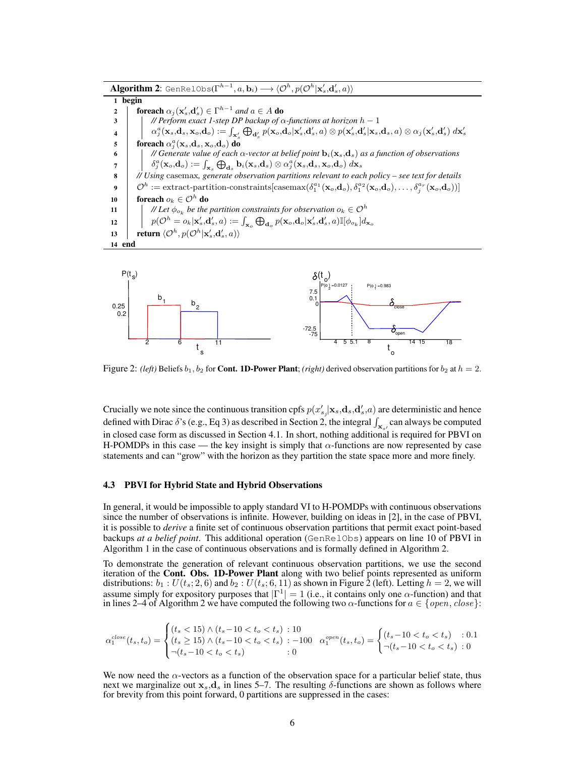**Algorithm 2**: `GenRelObs`$(\Gamma^{h-1}, a, \mathbf{b}_i) \longrightarrow \langle \mathcal{O}^h, p(\mathcal{O}^h|\mathbf{x}'_s,\mathbf{d}'_s,a)\rangle$

```
1  begin
2    foreach α_j(x'_s, d'_s) ∈ Γ^{h-1} and a ∈ A do
3      // Perform exact 1-step DP backup of α-functions at horizon h − 1
4      α^a_j(x_s,d_s,x_o,d_o) := ∫_{x'_s} ⊕_{d'_s} p(x_o,d_o|x'_s,d'_s,a) ⊗ p(x'_s,d'_s|x_s,d_s,a) ⊗ α_j(x'_s,d'_s) dx'_s
5    foreach α^a_j(x_s,d_s,x_o,d_o) do
6      // Generate value of each α-vector at belief point b_i(x_s,d_s) as a function of observations
7      δ^a_j(x_o,d_o) := ∫_{x_s} ⊕_{d_s} b_i(x_s,d_s) ⊗ α^a_j(x_s,d_s,x_o,d_o) dx_s
8    // Using casemax, generate observation partitions relevant to each policy – see text for details
9    O^h := extract-partition-constraints[casemax(δ^{a_1}_1(x_o,d_o), δ^{a_2}_1(x_o,d_o), ..., δ^{a_r}_j(x_o,d_o))]
10   foreach o_k ∈ O^h do
11     // Let φ_{o_k} be the partition constraints for observation o_k ∈ O^h
12     p(O^h = o_k|x'_s,d'_s,a) := ∫_{x_o} ⊕_{d_o} p(x_o,d_o|x'_s,d'_s,a) 𝕀[φ_{o_k}] dx_o
13   return ⟨O^h, p(O^h|x'_s,d'_s,a)⟩
14 end
```

Figure 2: *(left)* Beliefs $b_1, b_2$ for **Cont. 1D-Power Plant**; *(right)* derived observation partitions for $b_2$ at $h = 2$.

Crucially we note since the continuous transition cpfs $p(x'_{s_j}|\mathbf{x}_s,\mathbf{d}_s,\mathbf{d}'_s,a)$ are deterministic and hence defined with Dirac $\delta$'s (e.g., Eq 3) as described in Section 2, the integral $\int_{\mathbf{x}_{s'}}$ can always be computed in closed case form as discussed in Section 4.1. In short, nothing additional is required for PBVI on H-POMDPs in this case — the key insight is simply that $\alpha$-functions are now represented by case statements and can "grow" with the horizon as they partition the state space more and more finely.

### 4.3 PBVI for Hybrid State and Hybrid Observations

In general, it would be impossible to apply standard VI to H-POMDPs with continuous observations since the number of observations is infinite. However, building on ideas in [2], in the case of PBVI, it is possible to *derive* a finite set of continuous observation partitions that permit exact point-based backups *at a belief point*. This additional operation (`GenRelObs`) appears on line 10 of PBVI in Algorithm 1 in the case of continuous observations and is formally defined in Algorithm 2.

To demonstrate the generation of relevant continuous observation partitions, we use the second iteration of the **Cont. Obs. 1D-Power Plant** along with two belief points represented as uniform distributions: $b_1 : U(t_s; 2, 6)$ and $b_2 : U(t_s; 6, 11)$ as shown in Figure 2 (left). Letting $h = 2$, we will assume simply for expository purposes that $|\Gamma^1| = 1$ (i.e., it contains only one $\alpha$-function) and that in lines 2–4 of Algorithm 2 we have computed the following two $\alpha$-functions for $a \in \{open, close\}$:

$$\alpha_1^{close}(t_s,t_o) = \begin{cases} (t_s < 15) \wedge (t_s - 10 < t_o < t_s) & : 10 \\ (t_s \geq 15) \wedge (t_s - 10 < t_o < t_s) & : -100 \\ \neg(t_s - 10 < t_o < t_s) & : 0 \end{cases} \quad \alpha_1^{open}(t_s,t_o) = \begin{cases} (t_s - 10 < t_o < t_s) & : 0.1 \\ \neg(t_s - 10 < t_o < t_s) & : 0 \end{cases}$$

We now need the $\alpha$-vectors as a function of the observation space for a particular belief state, thus next we marginalize out $\mathbf{x}_s, \mathbf{d}_s$ in lines 5–7. The resulting $\delta$-functions are shown as follows where for brevity from this point forward, 0 partitions are suppressed in the cases: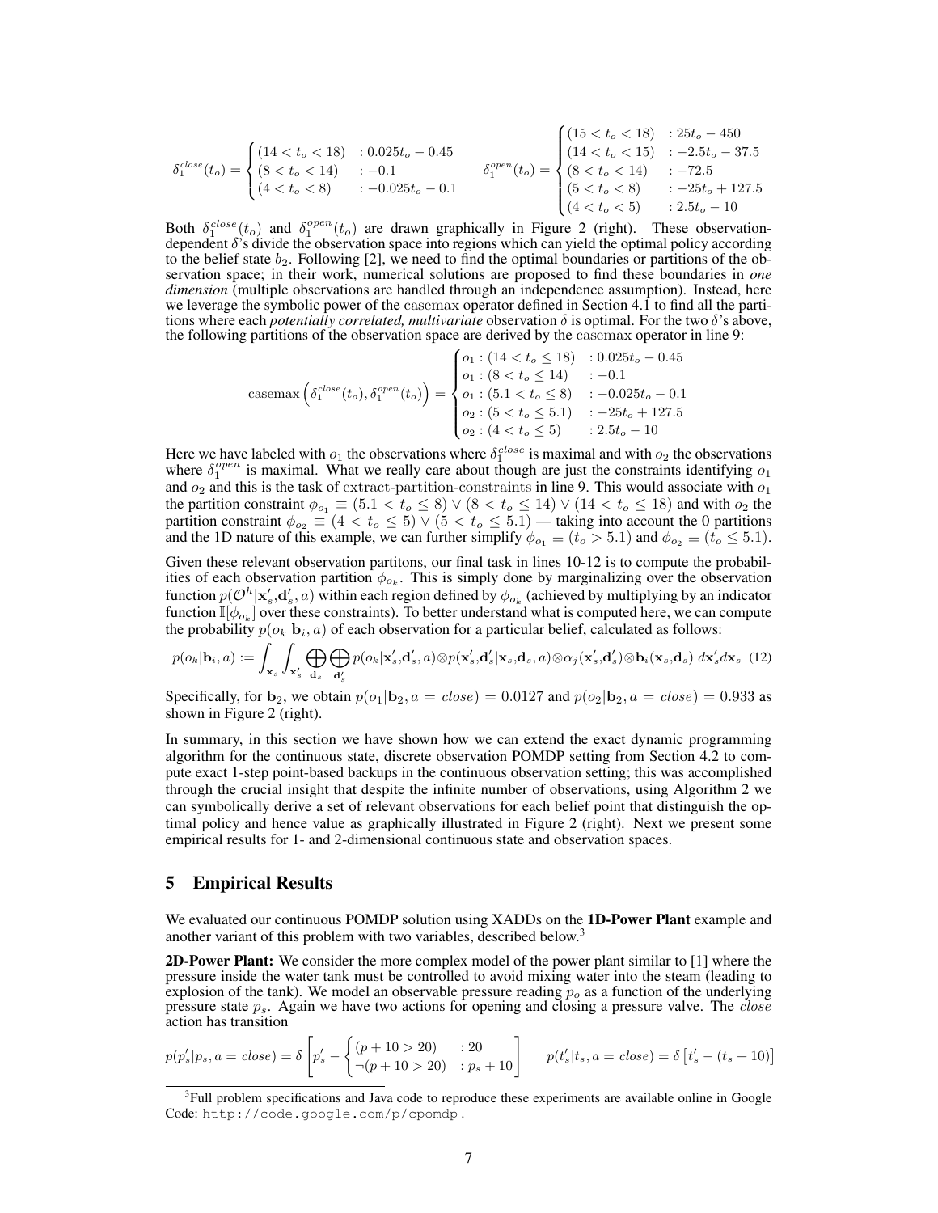$$\delta_1^{close}(t_o) = \begin{cases} (14 < t_o < 18) & : 0.025t_o - 0.45 \\ (8 < t_o < 14) & : -0.1 \\ (4 < t_o < 8) & : -0.025t_o - 0.1 \end{cases} \qquad \delta_1^{open}(t_o) = \begin{cases} (15 < t_o < 18) & : 25t_o - 450 \\ (14 < t_o < 15) & : -2.5t_o - 37.5 \\ (8 < t_o < 14) & : -72.5 \\ (5 < t_o < 8) & : -25t_o + 127.5 \\ (4 < t_o < 5) & : 2.5t_o - 10 \end{cases}$$

Both $\delta_1^{close}(t_o)$ and $\delta_1^{open}(t_o)$ are drawn graphically in Figure 2 (right). These observation-dependent $\delta$'s divide the observation space into regions which can yield the optimal policy according to the belief state $b_2$. Following [2], we need to find the optimal boundaries or partitions of the observation space; in their work, numerical solutions are proposed to find these boundaries in *one dimension* (multiple observations are handled through an independence assumption). Instead, here we leverage the symbolic power of the casemax operator defined in Section 4.1 to find all the partitions where each *potentially correlated, multivariate* observation $\delta$ is optimal. For the two $\delta$'s above, the following partitions of the observation space are derived by the casemax operator in line 9:

$$\text{casemax}\left(\delta_1^{close}(t_o), \delta_1^{open}(t_o)\right) = \begin{cases} o_1 : (14 < t_o \leq 18) & : 0.025t_o - 0.45 \\ o_1 : (8 < t_o \leq 14) & : -0.1 \\ o_1 : (5.1 < t_o \leq 8) & : -0.025t_o - 0.1 \\ o_2 : (5 < t_o \leq 5.1) & : -25t_o + 127.5 \\ o_2 : (4 < t_o \leq 5) & : 2.5t_o - 10 \end{cases}$$

Here we have labeled with $o_1$ the observations where $\delta_1^{close}$ is maximal and with $o_2$ the observations where $\delta_1^{open}$ is maximal. What we really care about though are just the constraints identifying $o_1$ and $o_2$ and this is the task of extract-partition-constraints in line 9. This would associate with $o_1$ the partition constraint $\phi_{o_1} \equiv (5.1 < t_o \leq 8) \vee (8 < t_o \leq 14) \vee (14 < t_o \leq 18)$ and with $o_2$ the partition constraint $\phi_{o_2} \equiv (4 < t_o \leq 5) \vee (5 < t_o \leq 5.1)$ — taking into account the 0 partitions and the 1D nature of this example, we can further simplify $\phi_{o_1} \equiv (t_o > 5.1)$ and $\phi_{o_2} \equiv (t_o \leq 5.1)$.

Given these relevant observation partitons, our final task in lines 10-12 is to compute the probabilities of each observation partition $\phi_{o_k}$. This is simply done by marginalizing over the observation function $p(\mathcal{O}^h|\mathbf{x}'_s, \mathbf{d}'_s, a)$ within each region defined by $\phi_{o_k}$ (achieved by multiplying by an indicator function $\mathbb{I}[\phi_{o_k}]$ over these constraints). To better understand what is computed here, we can compute the probability $p(o_k|\mathbf{b}_i, a)$ of each observation for a particular belief, calculated as follows:

$$p(o_k|\mathbf{b}_i, a) := \int_{\mathbf{x}_s} \int_{\mathbf{x}'_s} \bigoplus_{\mathbf{d}_s} \bigoplus_{\mathbf{d}'_s} p(o_k|\mathbf{x}'_s, \mathbf{d}'_s, a) \otimes p(\mathbf{x}'_s, \mathbf{d}'_s|\mathbf{x}_s, \mathbf{d}_s, a) \otimes \alpha_j(\mathbf{x}'_s, \mathbf{d}'_s) \otimes \mathbf{b}_i(\mathbf{x}_s, \mathbf{d}_s) \, d\mathbf{x}'_s d\mathbf{x}_s \quad (12)$$

Specifically, for $\mathbf{b}_2$, we obtain $p(o_1|\mathbf{b}_2, a = close) = 0.0127$ and $p(o_2|\mathbf{b}_2, a = close) = 0.933$ as shown in Figure 2 (right).

In summary, in this section we have shown how we can extend the exact dynamic programming algorithm for the continuous state, discrete observation POMDP setting from Section 4.2 to compute exact 1-step point-based backups in the continuous observation setting; this was accomplished through the crucial insight that despite the infinite number of observations, using Algorithm 2 we can symbolically derive a set of relevant observations for each belief point that distinguish the optimal policy and hence value as graphically illustrated in Figure 2 (right). Next we present some empirical results for 1- and 2-dimensional continuous state and observation spaces.

## 5 Empirical Results

We evaluated our continuous POMDP solution using XADDs on the **1D-Power Plant** example and another variant of this problem with two variables, described below.[3]

**2D-Power Plant:** We consider the more complex model of the power plant similar to [1] where the pressure inside the water tank must be controlled to avoid mixing water into the steam (leading to explosion of the tank). We model an observable pressure reading $p_o$ as a function of the underlying pressure state $p_s$. Again we have two actions for opening and closing a pressure valve. The *close* action has transition

$$p(p'_s|p_s, a = close) = \delta \left[ p'_s - \begin{cases} (p + 10 > 20) & : 20 \\ \neg(p + 10 > 20) & : p_s + 10 \end{cases} \right] \qquad p(t'_s|t_s, a = close) = \delta \left[ t'_s - (t_s + 10) \right]$$

[3] Full problem specifications and Java code to reproduce these experiments are available online in Google Code: `http://code.google.com/p/cpomdp`.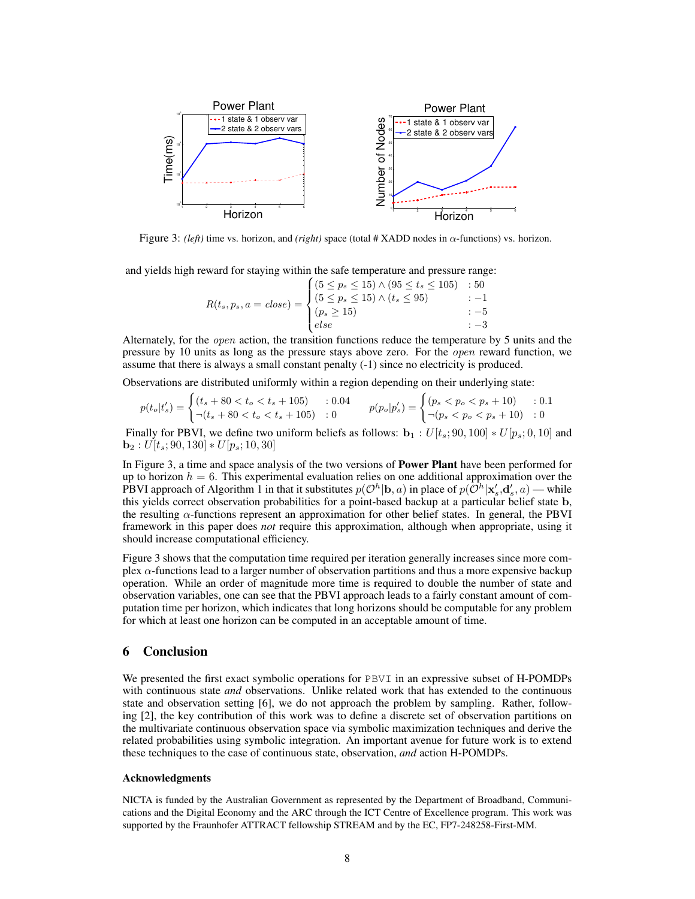Figure 3: *(left)* time vs. horizon, and *(right)* space (total # XADD nodes in $\alpha$-functions) vs. horizon.

and yields high reward for staying within the safe temperature and pressure range:

$$R(t_s, p_s, a = close) = \begin{cases} (5 \le p_s \le 15) \wedge (95 \le t_s \le 105) & : 50 \\ (5 \le p_s \le 15) \wedge (t_s \le 95) & : -1 \\ (p_s \ge 15) & : -5 \\ else & : -3 \end{cases}$$

Alternately, for the *open* action, the transition functions reduce the temperature by 5 units and the pressure by 10 units as long as the pressure stays above zero. For the *open* reward function, we assume that there is always a small constant penalty (-1) since no electricity is produced.

Observations are distributed uniformly within a region depending on their underlying state:

$$p(t_o|t_s') = \begin{cases} (t_s + 80 < t_o < t_s + 105) & : 0.04 \\ \neg(t_s + 80 < t_o < t_s + 105) & : 0 \end{cases} \qquad p(p_o|p_s') = \begin{cases} (p_s < p_o < p_s + 10) & : 0.1 \\ \neg(p_s < p_o < p_s + 10) & : 0 \end{cases}$$

Finally for PBVI, we define two uniform beliefs as follows: $\mathbf{b}_1 : U[t_s; 90, 100] * U[p_s; 0, 10]$ and $\mathbf{b}_2 : U[t_s; 90, 130] * U[p_s; 10, 30]$

In Figure 3, a time and space analysis of the two versions of **Power Plant** have been performed for up to horizon $h = 6$. This experimental evaluation relies on one additional approximation over the PBVI approach of Algorithm 1 in that it substitutes $p(\mathcal{O}^h|\mathbf{b}, a)$ in place of $p(\mathcal{O}^h|\mathbf{x}_s', \mathbf{d}_s', a)$ — while this yields correct observation probabilities for a point-based backup at a particular belief state $\mathbf{b}$, the resulting $\alpha$-functions represent an approximation for other belief states. In general, the PBVI framework in this paper does *not* require this approximation, although when appropriate, using it should increase computational efficiency.

Figure 3 shows that the computation time required per iteration generally increases since more complex $\alpha$-functions lead to a larger number of observation partitions and thus a more expensive backup operation. While an order of magnitude more time is required to double the number of state and observation variables, one can see that the PBVI approach leads to a fairly constant amount of computation time per horizon, which indicates that long horizons should be computable for any problem for which at least one horizon can be computed in an acceptable amount of time.

## 6 Conclusion

We presented the first exact symbolic operations for PBVI in an expressive subset of H-POMDPs with continuous state *and* observations. Unlike related work that has extended to the continuous state and observation setting [6], we do not approach the problem by sampling. Rather, following [2], the key contribution of this work was to define a discrete set of observation partitions on the multivariate continuous observation space via symbolic maximization techniques and derive the related probabilities using symbolic integration. An important avenue for future work is to extend these techniques to the case of continuous state, observation, *and* action H-POMDPs.

### Acknowledgments

NICTA is funded by the Australian Government as represented by the Department of Broadband, Communications and the Digital Economy and the ARC through the ICT Centre of Excellence program. This work was supported by the Fraunhofer ATTRACT fellowship STREAM and by the EC, FP7-248258-First-MM.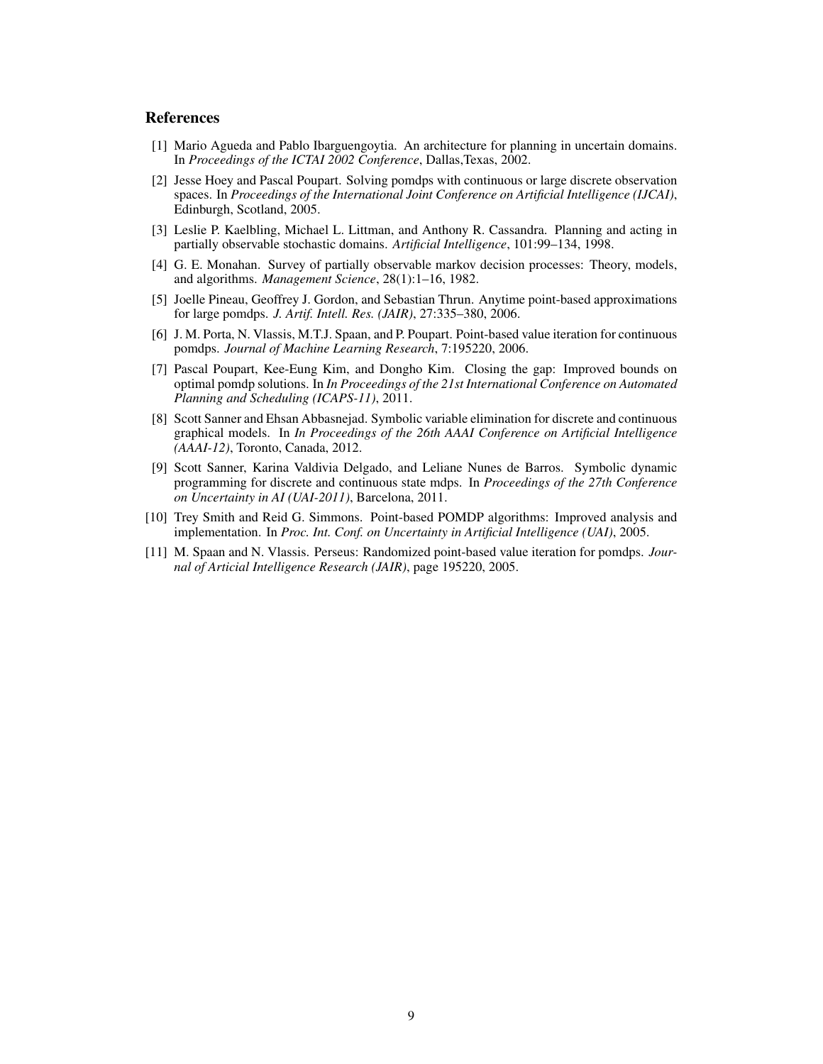## References

[1] Mario Agueda and Pablo Ibarguengoytia. An architecture for planning in uncertain domains. In *Proceedings of the ICTAI 2002 Conference*, Dallas,Texas, 2002.

[2] Jesse Hoey and Pascal Poupart. Solving pomdps with continuous or large discrete observation spaces. In *Proceedings of the International Joint Conference on Artificial Intelligence (IJCAI)*, Edinburgh, Scotland, 2005.

[3] Leslie P. Kaelbling, Michael L. Littman, and Anthony R. Cassandra. Planning and acting in partially observable stochastic domains. *Artificial Intelligence*, 101:99–134, 1998.

[4] G. E. Monahan. Survey of partially observable markov decision processes: Theory, models, and algorithms. *Management Science*, 28(1):1–16, 1982.

[5] Joelle Pineau, Geoffrey J. Gordon, and Sebastian Thrun. Anytime point-based approximations for large pomdps. *J. Artif. Intell. Res. (JAIR)*, 27:335–380, 2006.

[6] J. M. Porta, N. Vlassis, M.T.J. Spaan, and P. Poupart. Point-based value iteration for continuous pomdps. *Journal of Machine Learning Research*, 7:195220, 2006.

[7] Pascal Poupart, Kee-Eung Kim, and Dongho Kim. Closing the gap: Improved bounds on optimal pomdp solutions. In *In Proceedings of the 21st International Conference on Automated Planning and Scheduling (ICAPS-11)*, 2011.

[8] Scott Sanner and Ehsan Abbasnejad. Symbolic variable elimination for discrete and continuous graphical models. In *In Proceedings of the 26th AAAI Conference on Artificial Intelligence (AAAI-12)*, Toronto, Canada, 2012.

[9] Scott Sanner, Karina Valdivia Delgado, and Leliane Nunes de Barros. Symbolic dynamic programming for discrete and continuous state mdps. In *Proceedings of the 27th Conference on Uncertainty in AI (UAI-2011)*, Barcelona, 2011.

[10] Trey Smith and Reid G. Simmons. Point-based POMDP algorithms: Improved analysis and implementation. In *Proc. Int. Conf. on Uncertainty in Artificial Intelligence (UAI)*, 2005.

[11] M. Spaan and N. Vlassis. Perseus: Randomized point-based value iteration for pomdps. *Journal of Articial Intelligence Research (JAIR)*, page 195220, 2005.